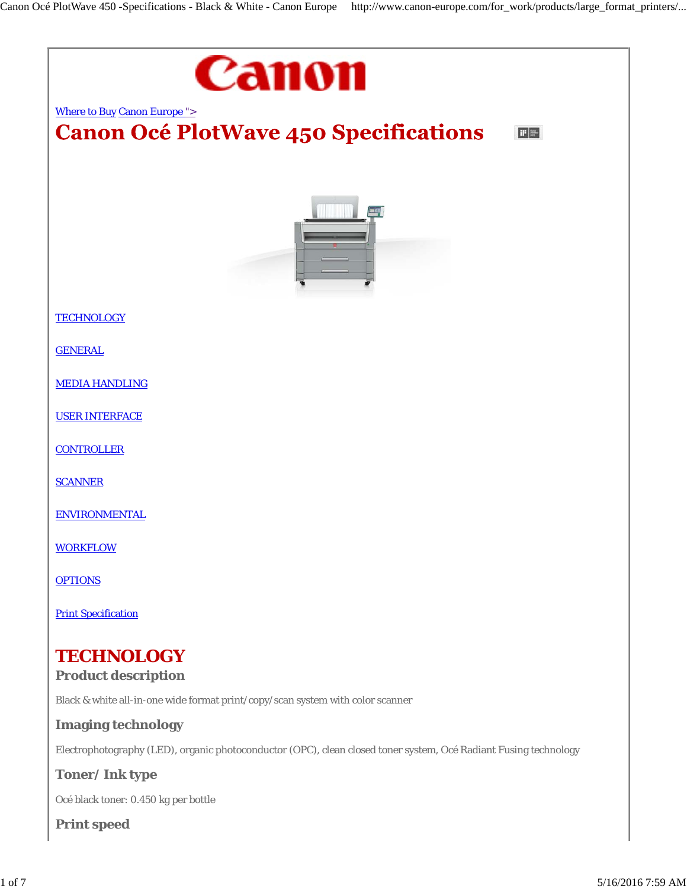Where to Buy Canon Europe ">

# Canon Océ PlotWave 450 Specifications

TECHNOLOGY

GENERAL

MEDIA HANDLING

USER INTERFACE

CONTROLLER

SCANNER

ENVIRONMENTAL

WORKFLOW

OPTIONS

Print Specification

## TECHNOLOGY

### Product description

Black & white all-in-one wide format print/copy/scan system with color scanner

### Imaging technology

Electrophotography (LED), organic photoconductor (OPC), clean closed toner system, Océ Radiant Fusing technology

### Toner/ Ink type

Océ black toner: 0.450 kg per bottle

### Print speed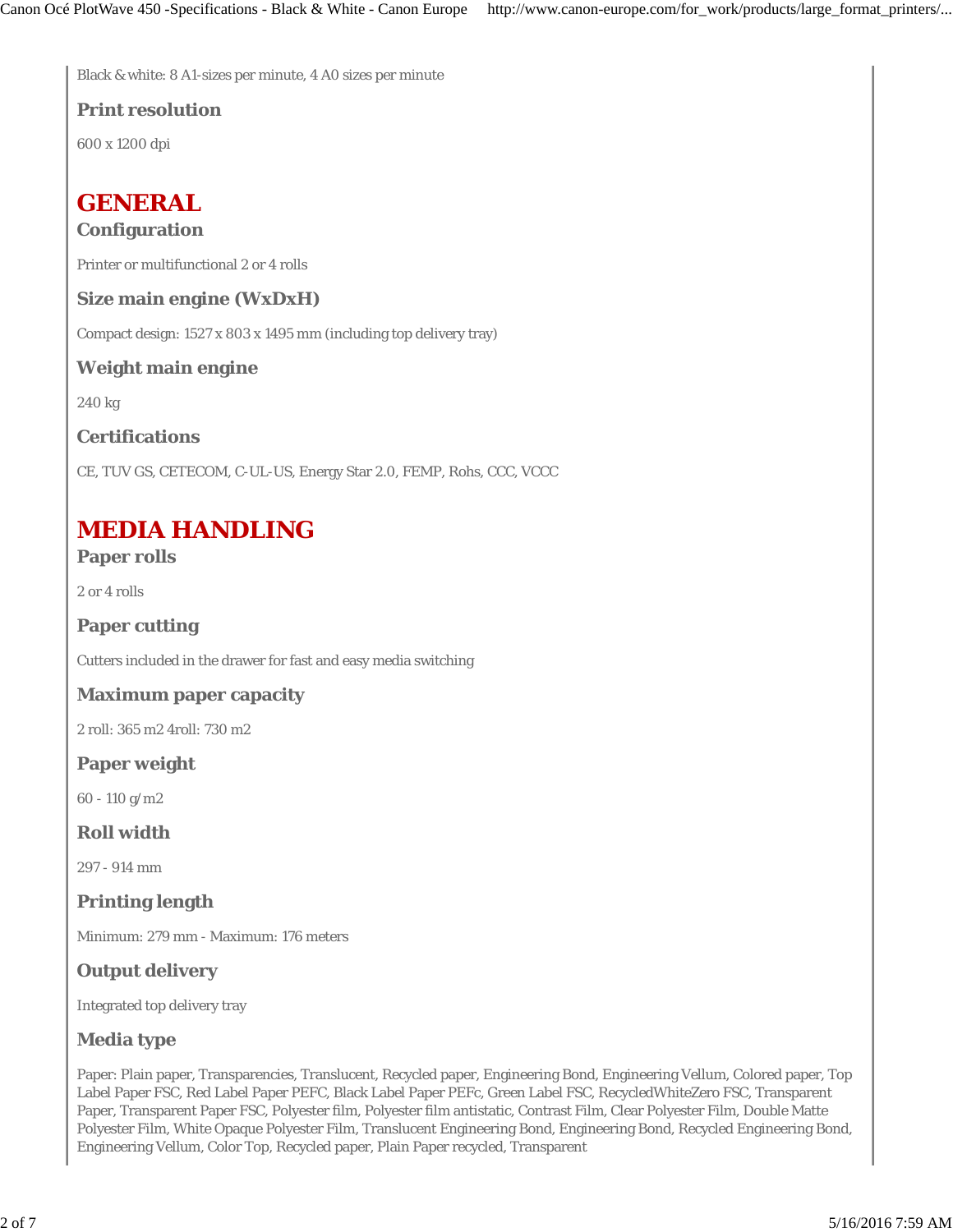Black & white: 8 A1-sizes per minute, 4 A0 sizes per minute

### Print resolution

600 x 1200 dpi

## GENERAL

### Configuration

Printer or multifunctional 2 or 4 rolls

### Size main engine (WxDxH)

Compact design: 1527 x 803 x 1495 mm (including top delivery tray)

### Weight main engine

240 kg

### Certifications

CE, TUV GS, CETECOM, C-UL-US, Energy Star 2.0, FEMP, Rohs, CCC, VCCC

## MEDIA HANDLING

### Paper rolls

2 or 4 rolls

### Paper cutting

Cutters included in the drawer for fast and easy media switching

### Maximum paper capacity

2 roll: 365 m2 4roll: 730 m2

### Paper weight

60 - 110 g/m2

### Roll width

297 - 914 mm

### Printing length

Minimum: 279 mm - Maximum: 176 meters

### Output delivery

Integrated top delivery tray

### Media type

Paper: Plain paper, Transparencies, Translucent, Recycled paper, Engineering Bond, Engineering Vellum, Colored paper, Top Label Paper FSC, Red Label Paper PEFC, Black Label Paper PEFc, Green Label FSC, RecycledWhiteZero FSC, Transparent Paper, Transparent Paper FSC, Polyester film, Polyester film antistatic, Contrast Film, Clear Polyester Film, Double Matte Polyester Film, White Opaque Polyester Film, Translucent Engineering Bond, Engineering Bond, Recycled Engineering Bond, Engineering Vellum, Color Top, Recycled paper, Plain Paper recycled, Transparent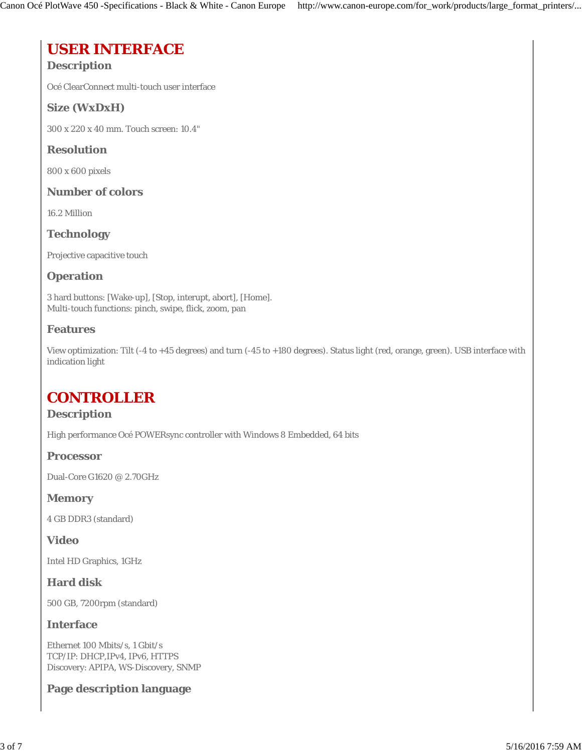# USER INTERFACE

### Description

Océ ClearConnect multi-touch user interface

### Size (WxDxH)

300 x 220 x 40 mm. Touch screen: 10.4"

### Resolution

800 x 600 pixels

### Number of colors

16.2 Million

### Technology

Projective capacitive touch

### Operation

3 hard buttons: [Wake-up], [Stop, interupt, abort], [Home].
Multi-touch functions: pinch, swipe, flick, zoom, pan

### Features

View optimization: Tilt (-4 to +45 degrees) and turn (-45 to +180 degrees). Status light (red, orange, green). USB interface with indication light

# CONTROLLER

### Description

High performance Océ POWERsync controller with Windows 8 Embedded, 64 bits

### Processor

Dual-Core G1620 @ 2.70GHz

### Memory

4 GB DDR3 (standard)

### Video

Intel HD Graphics, 1GHz

### Hard disk

500 GB, 7200rpm (standard)

### Interface

Ethernet 100 Mbits/s, 1 Gbit/s
TCP/IP: DHCP,IPv4, IPv6, HTTPS
Discovery: APIPA, WS-Discovery, SNMP

### Page description language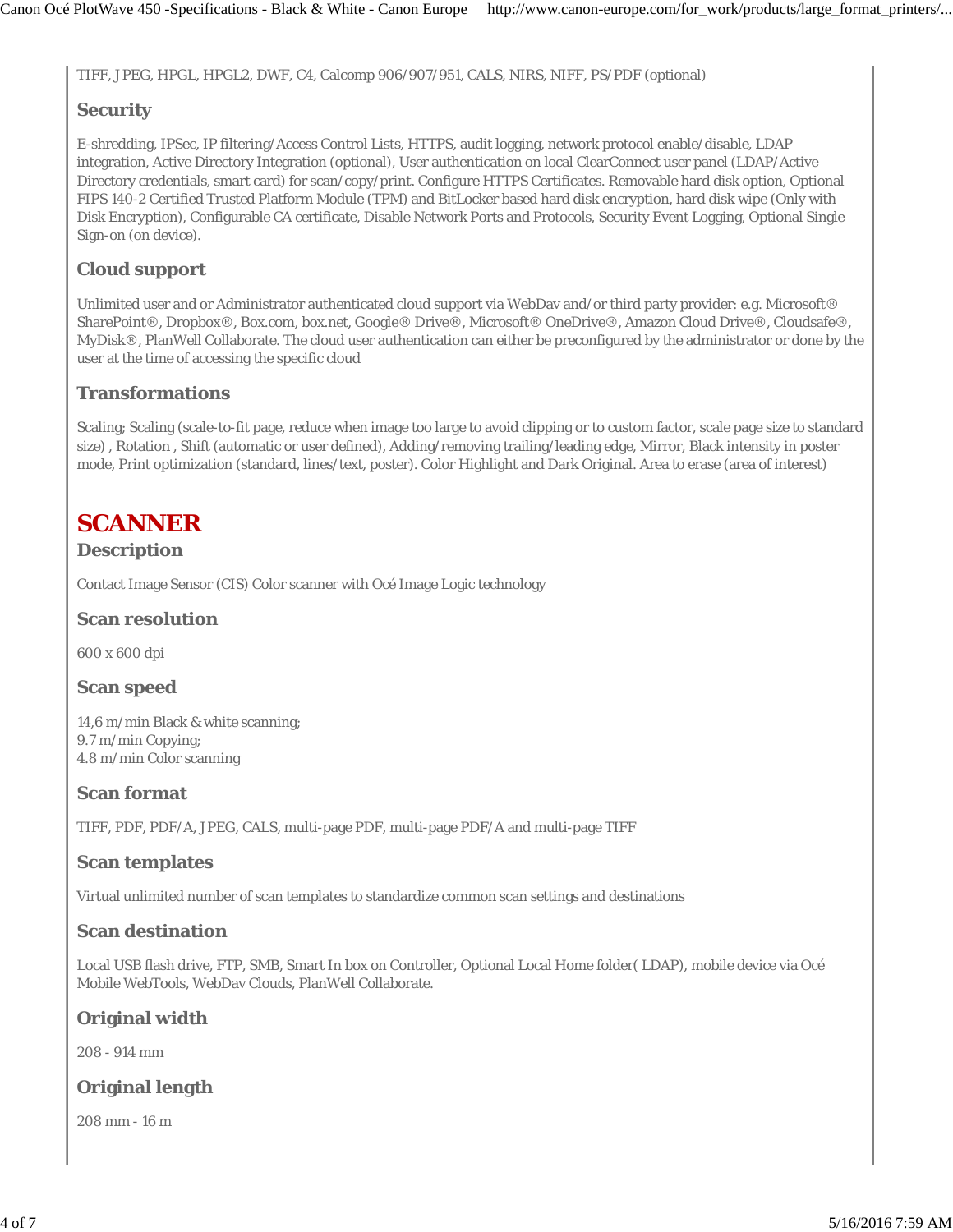TIFF, JPEG, HPGL, HPGL2, DWF, C4, Calcomp 906/907/951, CALS, NIRS, NIFF, PS/PDF (optional)

### Security

E-shredding, IPSec, IP filtering/Access Control Lists, HTTPS, audit logging, network protocol enable/disable, LDAP integration, Active Directory Integration (optional), User authentication on local ClearConnect user panel (LDAP/Active Directory credentials, smart card) for scan/copy/print. Configure HTTPS Certificates. Removable hard disk option, Optional FIPS 140-2 Certified Trusted Platform Module (TPM) and BitLocker based hard disk encryption, hard disk wipe (Only with Disk Encryption), Configurable CA certificate, Disable Network Ports and Protocols, Security Event Logging, Optional Single Sign-on (on device).

### Cloud support

Unlimited user and or Administrator authenticated cloud support via WebDav and/or third party provider: e.g. Microsoft® SharePoint®, Dropbox®, Box.com, box.net, Google® Drive®, Microsoft® OneDrive®, Amazon Cloud Drive®, Cloudsafe®, MyDisk®, PlanWell Collaborate. The cloud user authentication can either be preconfigured by the administrator or done by the user at the time of accessing the specific cloud

### Transformations

Scaling; Scaling (scale-to-fit page, reduce when image too large to avoid clipping or to custom factor, scale page size to standard size) , Rotation , Shift (automatic or user defined), Adding/removing trailing/leading edge, Mirror, Black intensity in poster mode, Print optimization (standard, lines/text, poster). Color Highlight and Dark Original. Area to erase (area of interest)

## SCANNER

### Description

Contact Image Sensor (CIS) Color scanner with Océ Image Logic technology

### Scan resolution

600 x 600 dpi

### Scan speed

14,6 m/min Black & white scanning;
9.7 m/min Copying;
4.8 m/min Color scanning

### Scan format

TIFF, PDF, PDF/A, JPEG, CALS, multi-page PDF, multi-page PDF/A and multi-page TIFF

### Scan templates

Virtual unlimited number of scan templates to standardize common scan settings and destinations

### Scan destination

Local USB flash drive, FTP, SMB, Smart In box on Controller, Optional Local Home folder( LDAP), mobile device via Océ Mobile WebTools, WebDav Clouds, PlanWell Collaborate.

### Original width

208 - 914 mm

### Original length

208 mm - 16 m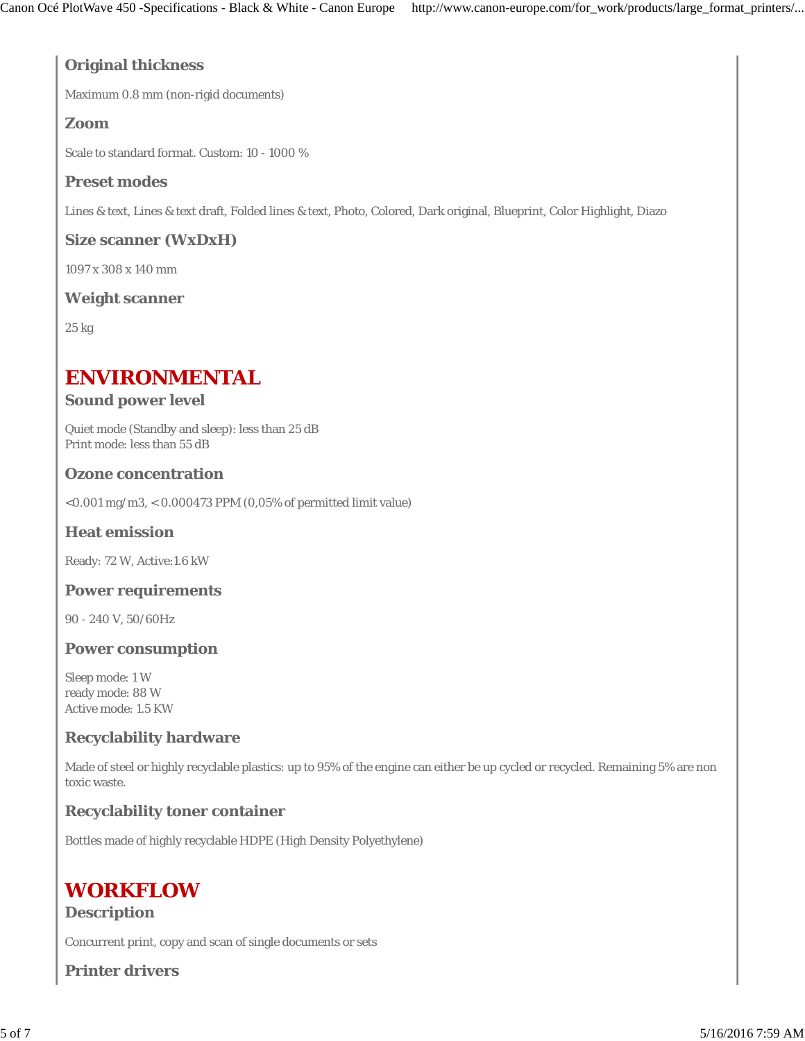### Original thickness

Maximum 0.8 mm (non-rigid documents)

### Zoom

Scale to standard format. Custom: 10 - 1000 %

### Preset modes

Lines & text, Lines & text draft, Folded lines & text, Photo, Colored, Dark original, Blueprint, Color Highlight, Diazo

### Size scanner (WxDxH)

1097 x 308 x 140 mm

### Weight scanner

25 kg

## ENVIRONMENTAL

### Sound power level

Quiet mode (Standby and sleep): less than 25 dB
Print mode: less than 55 dB

### Ozone concentration

<0.001 mg/m3, < 0.000473 PPM (0,05% of permitted limit value)

### Heat emission

Ready: 72 W, Active:1.6 kW

### Power requirements

90 - 240 V, 50/60Hz

### Power consumption

Sleep mode: 1 W
ready mode: 88 W
Active mode: 1.5 KW

### Recyclability hardware

Made of steel or highly recyclable plastics: up to 95% of the engine can either be up cycled or recycled. Remaining 5% are non toxic waste.

### Recyclability toner container

Bottles made of highly recyclable HDPE (High Density Polyethylene)

## WORKFLOW

### Description

Concurrent print, copy and scan of single documents or sets

### Printer drivers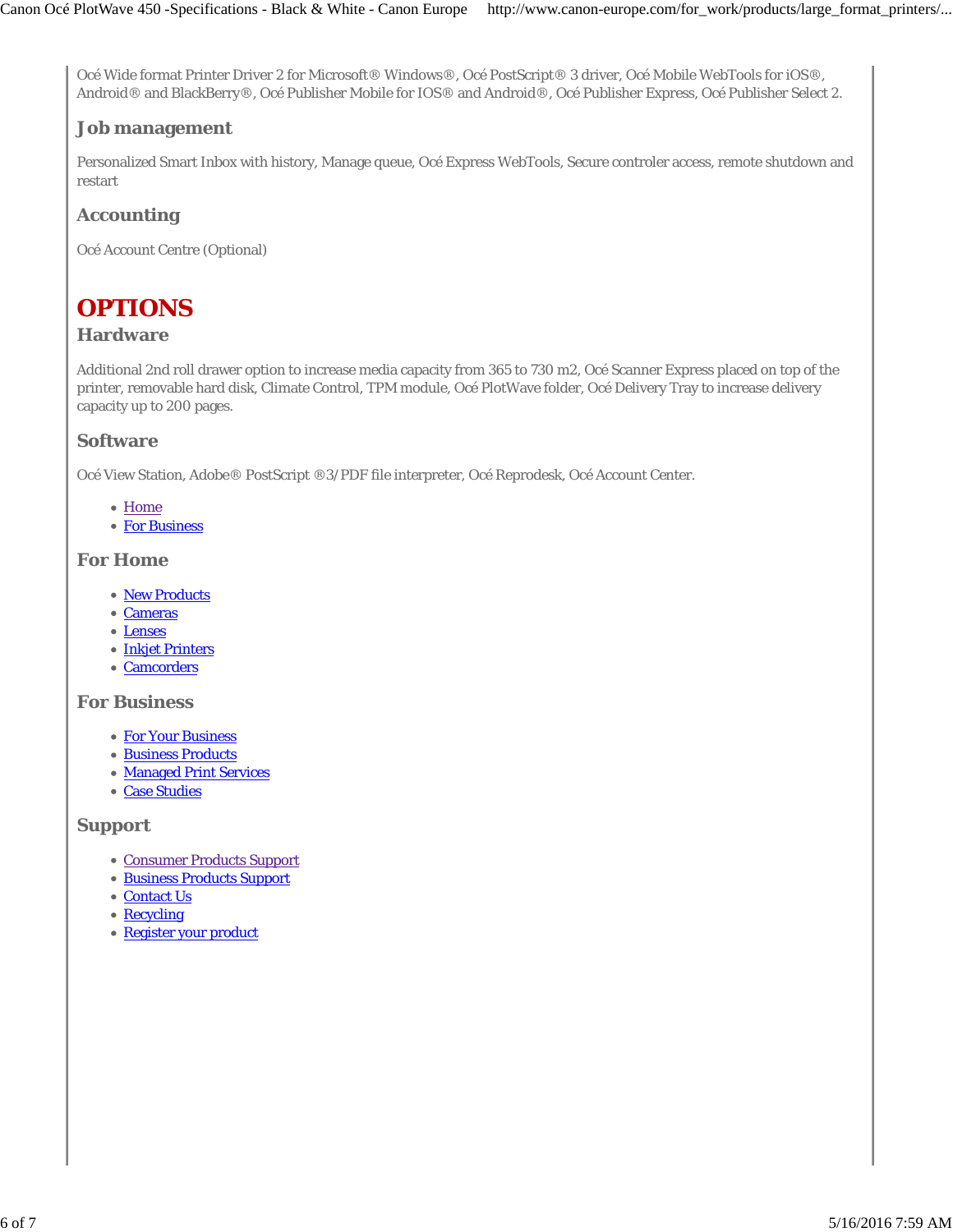Océ Wide format Printer Driver 2 for Microsoft® Windows®, Océ PostScript® 3 driver, Océ Mobile WebTools for iOS®, Android® and BlackBerry®, Océ Publisher Mobile for IOS® and Android®, Océ Publisher Express, Océ Publisher Select 2.

### Job management

Personalized Smart Inbox with history, Manage queue, Océ Express WebTools, Secure controler access, remote shutdown and restart

### Accounting

Océ Account Centre (Optional)

## OPTIONS

### Hardware

Additional 2nd roll drawer option to increase media capacity from 365 to 730 m2, Océ Scanner Express placed on top of the printer, removable hard disk, Climate Control, TPM module, Océ PlotWave folder, Océ Delivery Tray to increase delivery capacity up to 200 pages.

### Software

Océ View Station, Adobe® PostScript ®3/PDF file interpreter, Océ Reprodesk, Océ Account Center.

- Home
- For Business

### For Home

- New Products
- Cameras
- Lenses
- Inkjet Printers
- Camcorders

### For Business

- For Your Business
- Business Products
- Managed Print Services
- Case Studies

### Support

- Consumer Products Support
- Business Products Support
- Contact Us
- Recycling
- Register your product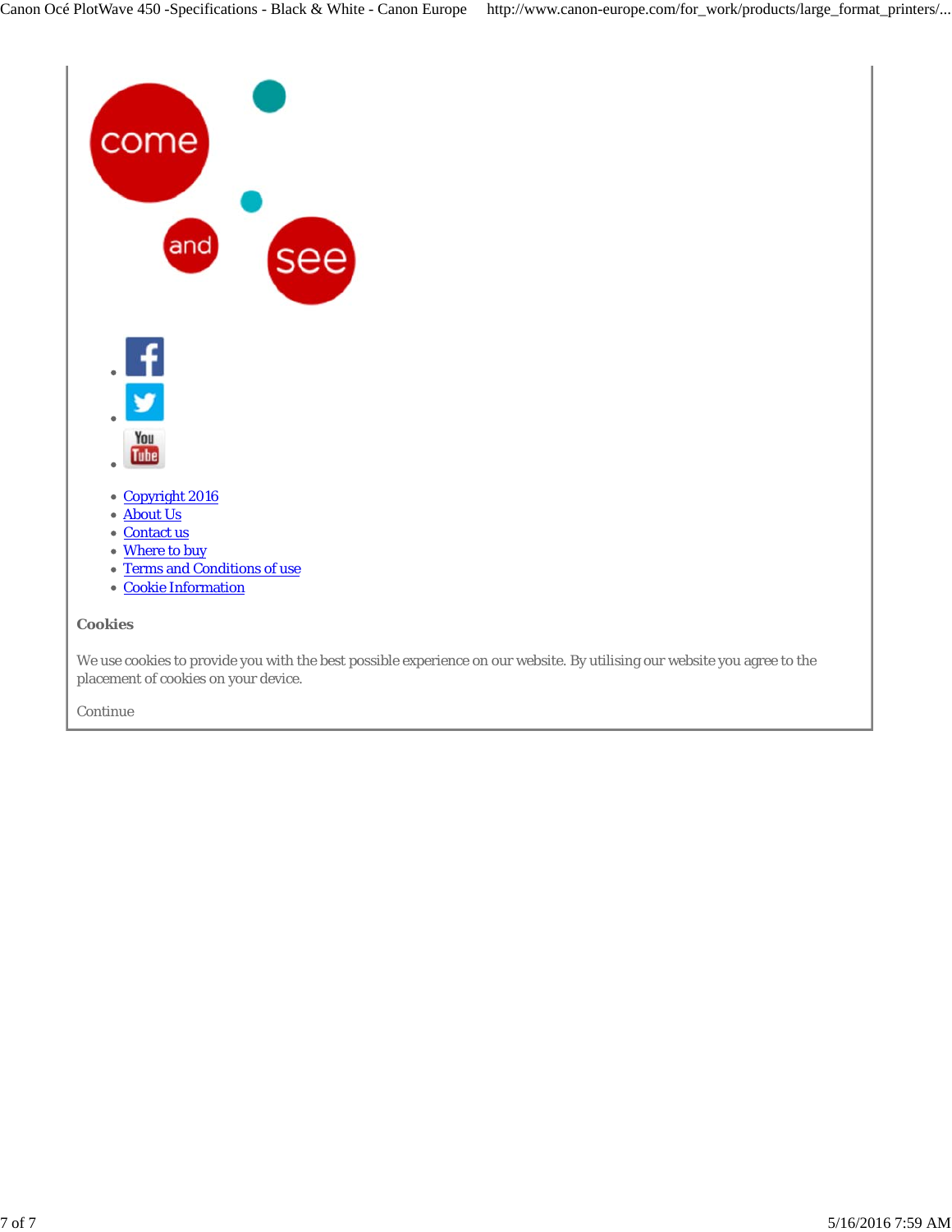come and see

- Copyright 2016
- About Us
- Contact us
- Where to buy
- Terms and Conditions of use
- Cookie Information

**Cookies**

We use cookies to provide you with the best possible experience on our website. By utilising our website you agree to the placement of cookies on your device.

Continue